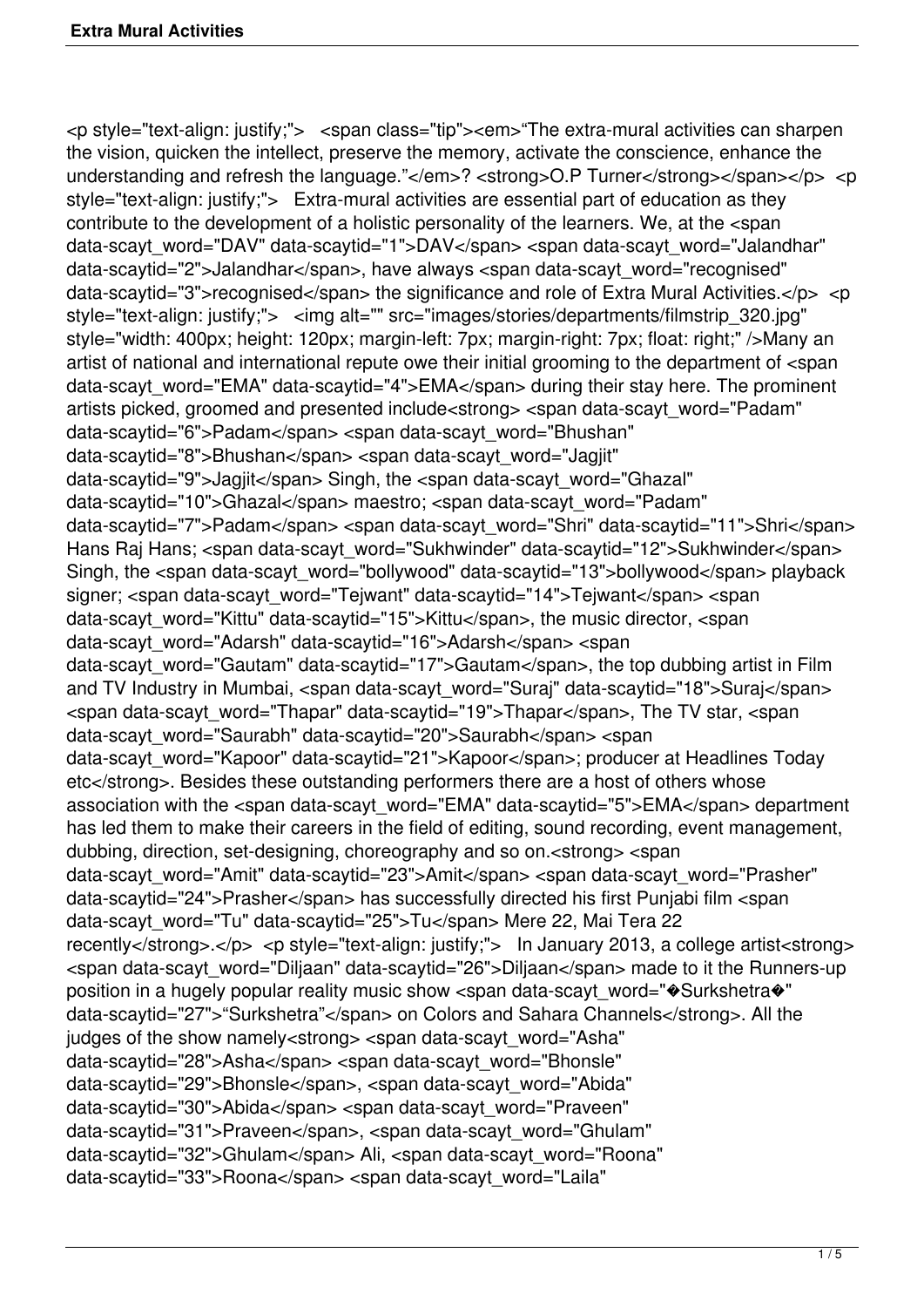<p style="text-align: justify;"> <span class="tip"><em>“The extra-mural activities can sharpen the vision, quicken the intellect, preserve the memory, activate the conscience, enhance the understanding and refresh the language.”</em>? <strong>O.P Turner</strong></span></p> <p style="text-align: justify;"> Extra-mural activities are essential part of education as they contribute to the development of a holistic personality of the learners. We, at the <span data-scayt_word="DAV" data-scaytid="1">DAV</span> <span data-scayt_word="Jalandhar" data-scaytid="2">Jalandhar</span>, have always <span data-scayt_word="recognised" data-scaytid="3">recognised</span> the significance and role of Extra Mural Activities.</p> <p style="text-align: justify;"> <img alt="" src="images/stories/departments/filmstrip_320.jpg" style="width: 400px; height: 120px; margin-left: 7px; margin-right: 7px; float: right;" />Many an artist of national and international repute owe their initial grooming to the department of <span data-scayt_word="EMA" data-scaytid="4">EMA</span> during their stay here. The prominent artists picked, groomed and presented include<strong> <span data-scayt_word="Padam" data-scaytid="6">Padam</span> <span data-scayt_word="Bhushan" data-scaytid="8">Bhushan</span> <span data-scayt_word="Jagjit" data-scaytid="9">Jagjit</span> Singh, the <span data-scayt_word="Ghazal" data-scaytid="10">Ghazal</span> maestro; <span data-scayt_word="Padam" data-scaytid="7">Padam</span> <span data-scayt_word="Shri" data-scaytid="11">Shri</span> Hans Raj Hans; <span data-scayt_word="Sukhwinder" data-scaytid="12">Sukhwinder</span> Singh, the <span data-scayt_word="bollywood" data-scaytid="13">bollywood</span> playback signer; <span data-scayt_word="Tejwant" data-scaytid="14">Tejwant</span> <span data-scayt_word="Kittu" data-scaytid="15">Kittu</span>, the music director, <span data-scayt_word="Adarsh" data-scaytid="16">Adarsh</span> <span data-scayt_word="Gautam" data-scaytid="17">Gautam</span>, the top dubbing artist in Film and TV Industry in Mumbai, <span data-scayt_word="Suraj" data-scaytid="18">Suraj</span> <span data-scayt_word="Thapar" data-scaytid="19">Thapar</span>, The TV star, <span data-scayt_word="Saurabh" data-scaytid="20">Saurabh</span> <span data-scayt_word="Kapoor" data-scaytid="21">Kapoor</span>; producer at Headlines Today etc</strong>. Besides these outstanding performers there are a host of others whose association with the <span data-scayt_word="EMA" data-scaytid="5">EMA</span> department has led them to make their careers in the field of editing, sound recording, event management, dubbing, direction, set-designing, choreography and so on.<strong> <span data-scayt_word="Amit" data-scaytid="23">Amit</span> <span data-scayt_word="Prasher" data-scaytid="24">Prasher</span> has successfully directed his first Punjabi film <span data-scayt_word="Tu" data-scaytid="25">Tu</span> Mere 22, Mai Tera 22 recently</strong>.</p> <p style="text-align: justify;"> In January 2013, a college artist<strong> <span data-scayt_word="Diljaan" data-scaytid="26">Diljaan</span> made to it the Runners-up position in a hugely popular reality music show <span data-scayt_word="�Surkshetra�" data-scaytid="27">“Surkshetra”</span> on Colors and Sahara Channels</strong>. All the judges of the show namely<strong> <span data-scayt_word="Asha" data-scaytid="28">Asha</span> <span data-scayt_word="Bhonsle" data-scaytid="29">Bhonsle</span>, <span data-scayt_word="Abida" data-scaytid="30">Abida</span> <span data-scayt_word="Praveen" data-scaytid="31">Praveen</span>, <span data-scayt_word="Ghulam" data-scaytid="32">Ghulam</span> Ali, <span data-scayt_word="Roona" data-scaytid="33">Roona</span> <span data-scayt_word="Laila"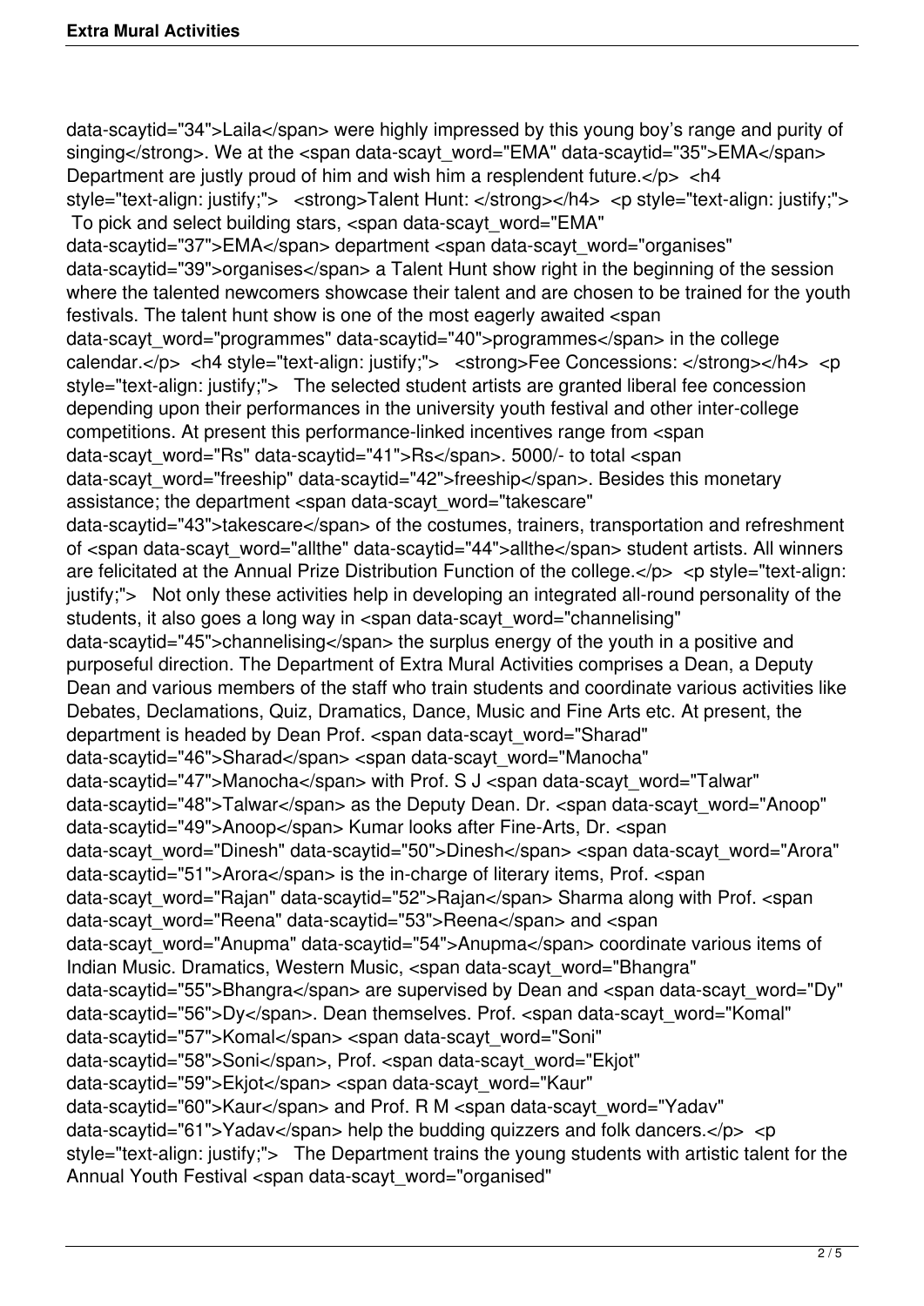data-scaytid="34">Laila</span> were highly impressed by this young boy's range and purity of singing</strong>. We at the <span data-scayt_word="EMA" data-scaytid="35">EMA</span> Department are justly proud of him and wish him a resplendent future.</p> <h4 style="text-align: justify;"> <strong>Talent Hunt: </strong></h4> <p style="text-align: justify;"> To pick and select building stars, <span data-scayt_word="EMA" data-scaytid="37">EMA</span> department <span data-scayt_word="organises" data-scaytid="39">organises</span> a Talent Hunt show right in the beginning of the session where the talented newcomers showcase their talent and are chosen to be trained for the youth festivals. The talent hunt show is one of the most eagerly awaited <span data-scayt_word="programmes" data-scaytid="40">programmes</span> in the college calendar.</p> <h4 style="text-align: justify;"> <strong>Fee Concessions: </strong></h4> <p style="text-align: justify;"> The selected student artists are granted liberal fee concession depending upon their performances in the university youth festival and other inter-college competitions. At present this performance-linked incentives range from <span data-scayt_word="Rs" data-scaytid="41">Rs</span>. 5000/- to total <span data-scayt_word="freeship" data-scaytid="42">freeship</span>. Besides this monetary assistance; the department <span data-scayt_word="takescare" data-scaytid="43">takescare</span> of the costumes, trainers, transportation and refreshment of <span data-scayt_word="allthe" data-scaytid="44">allthe</span> student artists. All winners are felicitated at the Annual Prize Distribution Function of the college.</p> <p style="text-align: justify;"> Not only these activities help in developing an integrated all-round personality of the students, it also goes a long way in <span data-scayt_word="channelising" data-scaytid="45">channelising</span> the surplus energy of the youth in a positive and purposeful direction. The Department of Extra Mural Activities comprises a Dean, a Deputy Dean and various members of the staff who train students and coordinate various activities like Debates, Declamations, Quiz, Dramatics, Dance, Music and Fine Arts etc. At present, the department is headed by Dean Prof. <span data-scayt_word="Sharad" data-scaytid="46">Sharad</span> <span data-scayt_word="Manocha" data-scaytid="47">Manocha</span> with Prof. S J <span data-scayt_word="Talwar" data-scaytid="48">Talwar</span> as the Deputy Dean. Dr. <span data-scayt_word="Anoop" data-scaytid="49">Anoop</span> Kumar looks after Fine-Arts, Dr. <span data-scayt_word="Dinesh" data-scaytid="50">Dinesh</span> <span data-scayt_word="Arora" data-scaytid="51">Arora</span> is the in-charge of literary items, Prof. <span data-scayt_word="Rajan" data-scaytid="52">Rajan</span> Sharma along with Prof. <span data-scayt_word="Reena" data-scaytid="53">Reena</span> and <span data-scayt_word="Anupma" data-scaytid="54">Anupma</span> coordinate various items of Indian Music. Dramatics, Western Music, <span data-scayt_word="Bhangra" data-scaytid="55">Bhangra</span> are supervised by Dean and <span data-scayt_word="Dy" data-scaytid="56">Dy</span>. Dean themselves. Prof. <span data-scayt_word="Komal" data-scaytid="57">Komal</span> <span data-scayt_word="Soni" data-scaytid="58">Soni</span>, Prof. <span data-scayt_word="Ekjot" data-scaytid="59">Ekjot</span> <span data-scayt_word="Kaur" data-scaytid="60">Kaur</span> and Prof. R M <span data-scayt_word="Yadav" data-scaytid="61">Yadav</span> help the budding quizzers and folk dancers.</p> <p style="text-align: justify;"> The Department trains the young students with artistic talent for the Annual Youth Festival <span data-scayt_word="organised"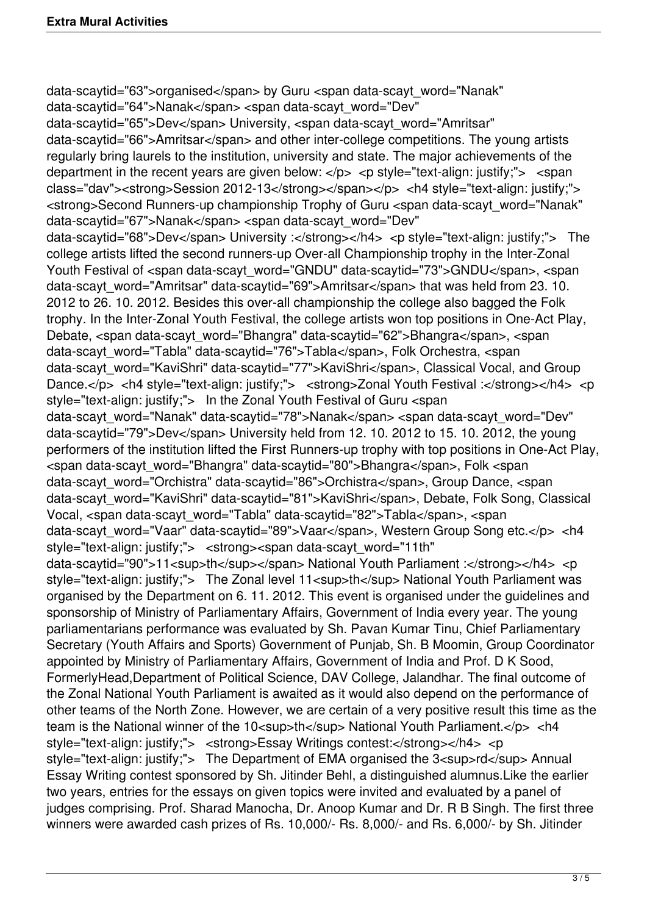data-scaytid="63">organised</span> by Guru <span data-scayt_word="Nanak" data-scaytid="64">Nanak</span> <span data-scayt_word="Dev" data-scaytid="65">Dev</span> University, <span data-scayt_word="Amritsar" data-scaytid="66">Amritsar</span> and other inter-college competitions. The young artists regularly bring laurels to the institution, university and state. The major achievements of the department in the recent years are given below: </p> <p style="text-align: justify;"> <span class="dav"><strong>Session 2012-13</strong></span></p> <h4 style="text-align: justify;"> <strong>Second Runners-up championship Trophy of Guru <span data-scayt_word="Nanak" data-scaytid="67">Nanak</span> <span data-scayt_word="Dev" data-scaytid="68">Dev</span> University :</strong></h4> <p style="text-align: justify;"> The college artists lifted the second runners-up Over-all Championship trophy in the Inter-Zonal Youth Festival of <span data-scayt_word="GNDU" data-scaytid="73">GNDU</span>, <span data-scayt_word="Amritsar" data-scaytid="69">Amritsar</span> that was held from 23. 10. 2012 to 26. 10. 2012. Besides this over-all championship the college also bagged the Folk trophy. In the Inter-Zonal Youth Festival, the college artists won top positions in One-Act Play, Debate, <span data-scayt_word="Bhangra" data-scaytid="62">Bhangra</span>, <span data-scayt_word="Tabla" data-scaytid="76">Tabla</span>, Folk Orchestra, <span data-scayt_word="KaviShri" data-scaytid="77">KaviShri</span>, Classical Vocal, and Group Dance.</p> <h4 style="text-align: justify;"> <strong>Zonal Youth Festival :</strong></h4> <p style="text-align: justify;"> In the Zonal Youth Festival of Guru <span data-scayt_word="Nanak" data-scaytid="78">Nanak</span> <span data-scayt_word="Dev" data-scaytid="79">Dev</span> University held from 12. 10. 2012 to 15. 10. 2012, the young performers of the institution lifted the First Runners-up trophy with top positions in One-Act Play, <span data-scayt_word="Bhangra" data-scaytid="80">Bhangra</span>, Folk <span data-scayt_word="Orchistra" data-scaytid="86">Orchistra</span>, Group Dance, <span data-scayt_word="KaviShri" data-scaytid="81">KaviShri</span>, Debate, Folk Song, Classical Vocal, <span data-scayt_word="Tabla" data-scaytid="82">Tabla</span>, <span data-scayt_word="Vaar" data-scaytid="89">Vaar</span>, Western Group Song etc.</p> <h4 style="text-align: justify;"> <strong><span data-scayt_word="11th" data-scaytid="90">11<sup>th</sup></span> National Youth Parliament :</strong></h4> <p style="text-align: justify;"> The Zonal level 11<sup>th</sup> National Youth Parliament was organised by the Department on 6. 11. 2012. This event is organised under the guidelines and sponsorship of Ministry of Parliamentary Affairs, Government of India every year. The young parliamentarians performance was evaluated by Sh. Pavan Kumar Tinu, Chief Parliamentary Secretary (Youth Affairs and Sports) Government of Punjab, Sh. B Moomin, Group Coordinator appointed by Ministry of Parliamentary Affairs, Government of India and Prof. D K Sood, FormerlyHead,Department of Political Science, DAV College, Jalandhar. The final outcome of the Zonal National Youth Parliament is awaited as it would also depend on the performance of other teams of the North Zone. However, we are certain of a very positive result this time as the team is the National winner of the 10<sup>th</sup> National Youth Parliament.</p> <h4 style="text-align: justify;"> <strong>Essay Writings contest:</strong></h4> <p style="text-align: justify;"> The Department of EMA organised the 3<sup>rd</sup> Annual Essay Writing contest sponsored by Sh. Jitinder Behl, a distinguished alumnus.Like the earlier two years, entries for the essays on given topics were invited and evaluated by a panel of judges comprising. Prof. Sharad Manocha, Dr. Anoop Kumar and Dr. R B Singh. The first three winners were awarded cash prizes of Rs. 10,000/- Rs. 8,000/- and Rs. 6,000/- by Sh. Jitinder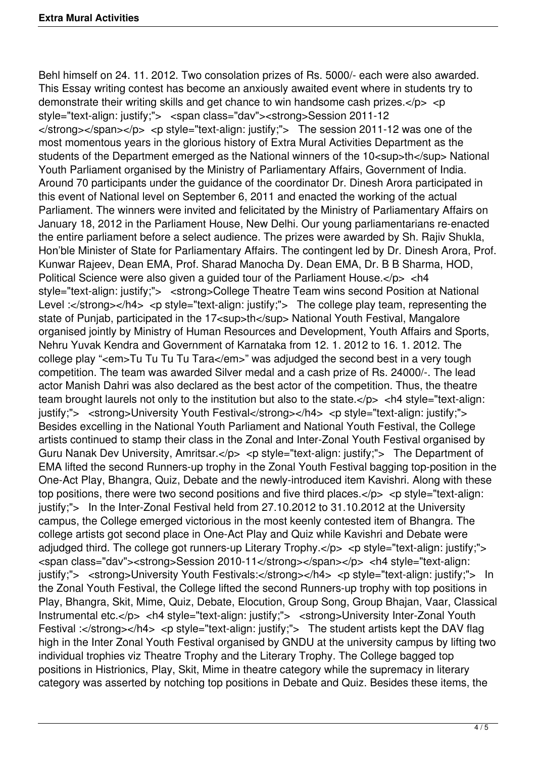Behl himself on 24. 11. 2012. Two consolation prizes of Rs. 5000/- each were also awarded. This Essay writing contest has become an anxiously awaited event where in students try to demonstrate their writing skills and get chance to win handsome cash prizes.

**Session 2011-12**

The session 2011-12 was one of the most momentous years in the glorious history of Extra Mural Activities Department as the students of the Department emerged as the National winners of the 10th National Youth Parliament organised by the Ministry of Parliamentary Affairs, Government of India. Around 70 participants under the guidance of the coordinator Dr. Dinesh Arora participated in this event of National level on September 6, 2011 and enacted the working of the actual Parliament. The winners were invited and felicitated by the Ministry of Parliamentary Affairs on January 18, 2012 in the Parliament House, New Delhi. Our young parliamentarians re-enacted the entire parliament before a select audience. The prizes were awarded by Sh. Rajiv Shukla, Hon'ble Minister of State for Parliamentary Affairs. The contingent led by Dr. Dinesh Arora, Prof. Kunwar Rajeev, Dean EMA, Prof. Sharad Manocha Dy. Dean EMA, Dr. B B Sharma, HOD, Political Science were also given a guided tour of the Parliament House.

#### **College Theatre Team wins second Position at National Level :**

The college play team, representing the state of Punjab, participated in the 17th National Youth Festival, Mangalore organised jointly by Ministry of Human Resources and Development, Youth Affairs and Sports, Nehru Yuvak Kendra and Government of Karnataka from 12. 1. 2012 to 16. 1. 2012. The college play "*Tu Tu Tu Tu Tara*" was adjudged the second best in a very tough competition. The team was awarded Silver medal and a cash prize of Rs. 24000/-. The lead actor Manish Dahri was also declared as the best actor of the competition. Thus, the theatre team brought laurels not only to the institution but also to the state.

#### **University Youth Festival**

Besides excelling in the National Youth Parliament and National Youth Festival, the College artists continued to stamp their class in the Zonal and Inter-Zonal Youth Festival organised by Guru Nanak Dev University, Amritsar.

The Department of EMA lifted the second Runners-up trophy in the Zonal Youth Festival bagging top-position in the One-Act Play, Bhangra, Quiz, Debate and the newly-introduced item Kavishri. Along with these top positions, there were two second positions and five third places.

In the Inter-Zonal Festival held from 27.10.2012 to 31.10.2012 at the University campus, the College emerged victorious in the most keenly contested item of Bhangra. The college artists got second place in One-Act Play and Quiz while Kavishri and Debate were adjudged third. The college got runners-up Literary Trophy.

**Session 2010-11**

#### **University Youth Festivals:**

In the Zonal Youth Festival, the College lifted the second Runners-up trophy with top positions in Play, Bhangra, Skit, Mime, Quiz, Debate, Elocution, Group Song, Group Bhajan, Vaar, Classical Instrumental etc.

#### **University Inter-Zonal Youth Festival :**

The student artists kept the DAV flag high in the Inter Zonal Youth Festival organised by GNDU at the university campus by lifting two individual trophies viz Theatre Trophy and the Literary Trophy. The College bagged top positions in Histrionics, Play, Skit, Mime in theatre category while the supremacy in literary category was asserted by notching top positions in Debate and Quiz. Besides these items, the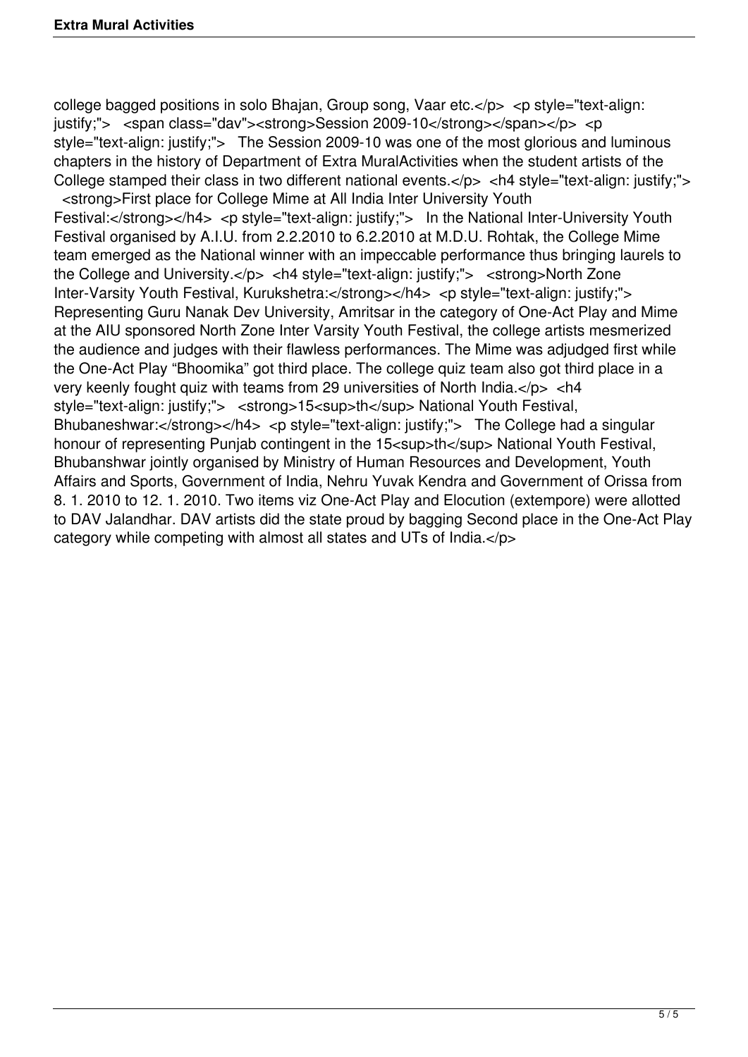college bagged positions in solo Bhajan, Group song, Vaar etc.

**Session 2009-10**

The Session 2009-10 was one of the most glorious and luminous chapters in the history of Department of Extra MuralActivities when the student artists of the College stamped their class in two different national events.

#### **First place for College Mime at All India Inter University Youth Festival:**

In the National Inter-University Youth Festival organised by A.I.U. from 2.2.2010 to 6.2.2010 at M.D.U. Rohtak, the College Mime team emerged as the National winner with an impeccable performance thus bringing laurels to the College and University.

#### **North Zone Inter-Varsity Youth Festival, Kurukshetra:**

Representing Guru Nanak Dev University, Amritsar in the category of One-Act Play and Mime at the AIU sponsored North Zone Inter Varsity Youth Festival, the college artists mesmerized the audience and judges with their flawless performances. The Mime was adjudged first while the One-Act Play “Bhoomika” got third place. The college quiz team also got third place in a very keenly fought quiz with teams from 29 universities of North India.

#### **15th National Youth Festival, Bhubaneshwar:**

The College had a singular honour of representing Punjab contingent in the 15th National Youth Festival, Bhubanshwar jointly organised by Ministry of Human Resources and Development, Youth Affairs and Sports, Government of India, Nehru Yuvak Kendra and Government of Orissa from 8. 1. 2010 to 12. 1. 2010. Two items viz One-Act Play and Elocution (extempore) were allotted to DAV Jalandhar. DAV artists did the state proud by bagging Second place in the One-Act Play category while competing with almost all states and UTs of India.